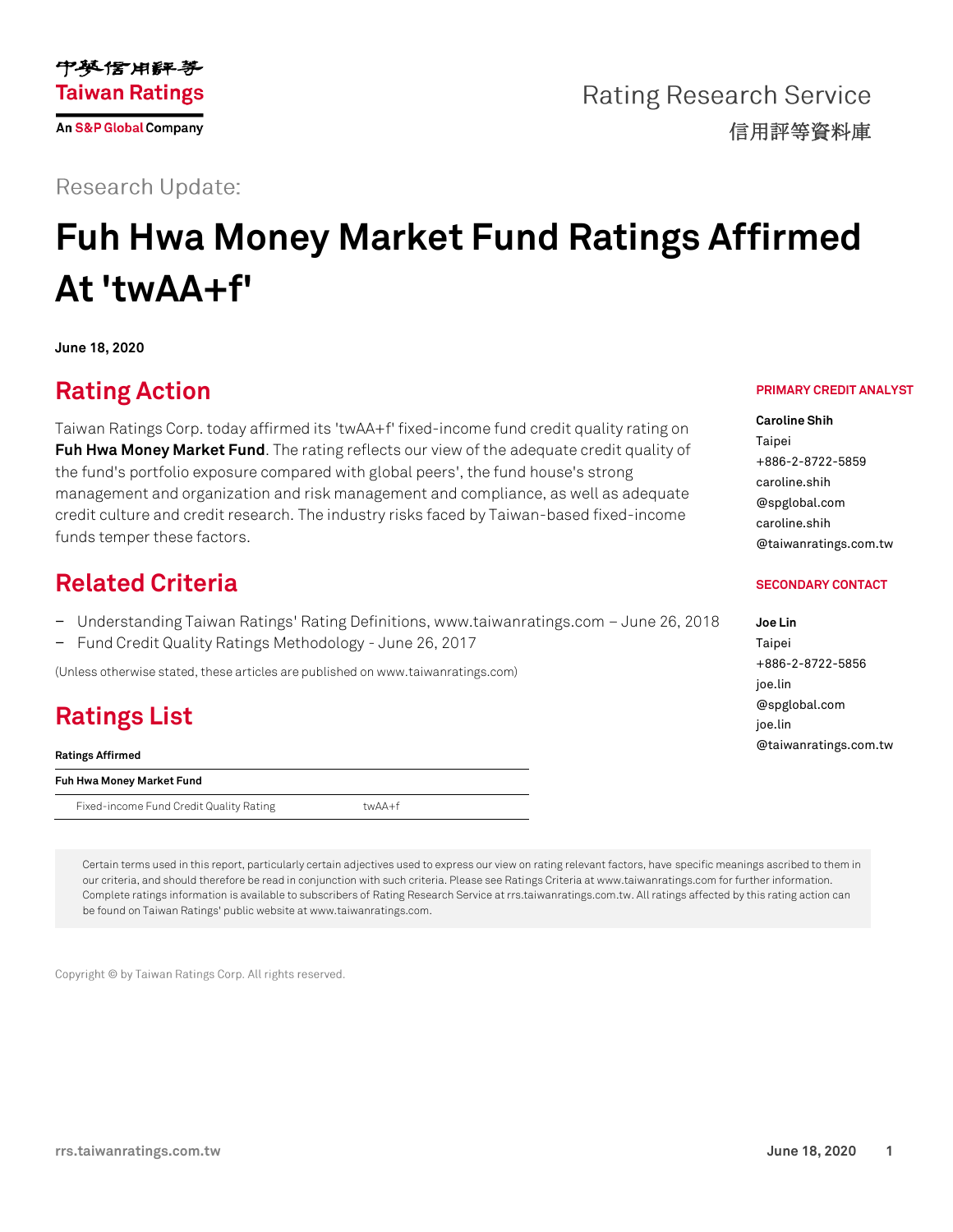中華信用評等
Taiwan Ratings
An S&P Global Company

Rating Research Service
信用評等資料庫

Research Update:

# Fuh Hwa Money Market Fund Ratings Affirmed At 'twAA+f'

**June 18, 2020**

## Rating Action

Taiwan Ratings Corp. today affirmed its 'twAA+f' fixed-income fund credit quality rating on **Fuh Hwa Money Market Fund**. The rating reflects our view of the adequate credit quality of the fund's portfolio exposure compared with global peers', the fund house's strong management and organization and risk management and compliance, as well as adequate credit culture and credit research. The industry risks faced by Taiwan-based fixed-income funds temper these factors.

## Related Criteria

- Understanding Taiwan Ratings' Rating Definitions, www.taiwanratings.com – June 26, 2018
- Fund Credit Quality Ratings Methodology - June 26, 2017

(Unless otherwise stated, these articles are published on www.taiwanratings.com)

## Ratings List

| Ratings Affirmed | |
|---|---|
| **Fuh Hwa Money Market Fund** | |
| Fixed-income Fund Credit Quality Rating | twAA+f |

**PRIMARY CREDIT ANALYST**

**Caroline Shih**
Taipei
+886-2-8722-5859
caroline.shih@spglobal.com
caroline.shih@taiwanratings.com.tw

**SECONDARY CONTACT**

**Joe Lin**
Taipei
+886-2-8722-5856
joe.lin@spglobal.com
joe.lin@taiwanratings.com.tw

Certain terms used in this report, particularly certain adjectives used to express our view on rating relevant factors, have specific meanings ascribed to them in our criteria, and should therefore be read in conjunction with such criteria. Please see Ratings Criteria at www.taiwanratings.com for further information. Complete ratings information is available to subscribers of Rating Research Service at rrs.taiwanratings.com.tw. All ratings affected by this rating action can be found on Taiwan Ratings' public website at www.taiwanratings.com.

Copyright © by Taiwan Ratings Corp. All rights reserved.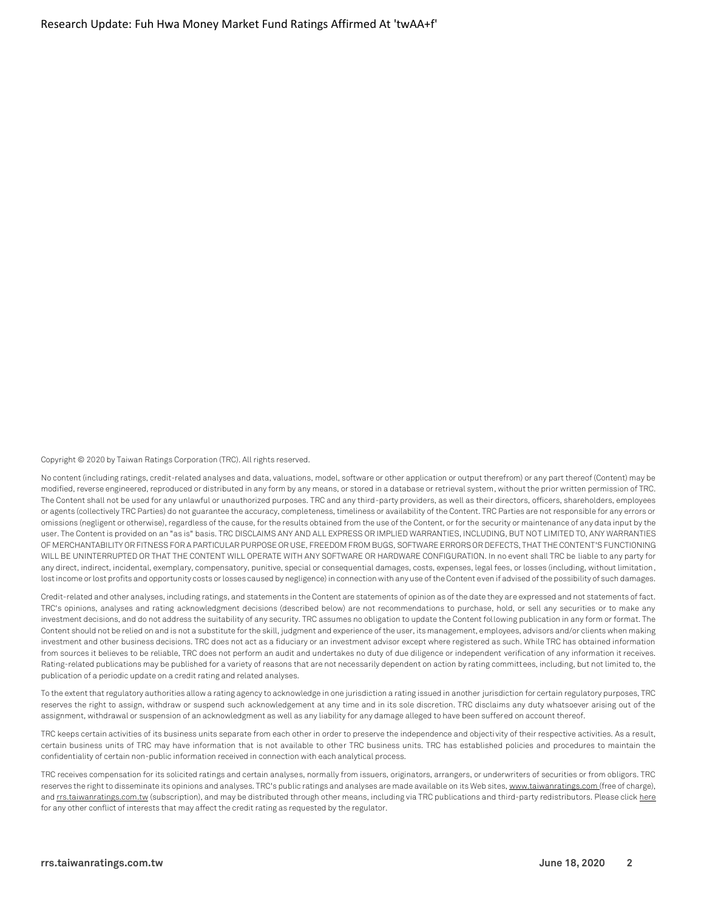Copyright © 2020 by Taiwan Ratings Corporation (TRC). All rights reserved.

No content (including ratings, credit-related analyses and data, valuations, model, software or other application or output therefrom) or any part thereof (Content) may be modified, reverse engineered, reproduced or distributed in any form by any means, or stored in a database or retrieval system, without the prior written permission of TRC. The Content shall not be used for any unlawful or unauthorized purposes. TRC and any third-party providers, as well as their directors, officers, shareholders, employees or agents (collectively TRC Parties) do not guarantee the accuracy, completeness, timeliness or availability of the Content. TRC Parties are not responsible for any errors or omissions (negligent or otherwise), regardless of the cause, for the results obtained from the use of the Content, or for the security or maintenance of any data input by the user. The Content is provided on an "as is" basis. TRC DISCLAIMS ANY AND ALL EXPRESS OR IMPLIED WARRANTIES, INCLUDING, BUT NOT LIMITED TO, ANY WARRANTIES OF MERCHANTABILITY OR FITNESS FOR A PARTICULAR PURPOSE OR USE, FREEDOM FROM BUGS, SOFTWARE ERRORS OR DEFECTS, THAT THE CONTENT'S FUNCTIONING WILL BE UNINTERRUPTED OR THAT THE CONTENT WILL OPERATE WITH ANY SOFTWARE OR HARDWARE CONFIGURATION. In no event shall TRC be liable to any party for any direct, indirect, incidental, exemplary, compensatory, punitive, special or consequential damages, costs, expenses, legal fees, or losses (including, without limitation, lost income or lost profits and opportunity costs or losses caused by negligence) in connection with any use of the Content even if advised of the possibility of such damages.

Credit-related and other analyses, including ratings, and statements in the Content are statements of opinion as of the date they are expressed and not statements of fact. TRC's opinions, analyses and rating acknowledgment decisions (described below) are not recommendations to purchase, hold, or sell any securities or to make any investment decisions, and do not address the suitability of any security. TRC assumes no obligation to update the Content following publication in any form or format. The Content should not be relied on and is not a substitute for the skill, judgment and experience of the user, its management, employees, advisors and/or clients when making investment and other business decisions. TRC does not act as a fiduciary or an investment advisor except where registered as such. While TRC has obtained information from sources it believes to be reliable, TRC does not perform an audit and undertakes no duty of due diligence or independent verification of any information it receives. Rating-related publications may be published for a variety of reasons that are not necessarily dependent on action by rating committees, including, but not limited to, the publication of a periodic update on a credit rating and related analyses.

To the extent that regulatory authorities allow a rating agency to acknowledge in one jurisdiction a rating issued in another jurisdiction for certain regulatory purposes, TRC reserves the right to assign, withdraw or suspend such acknowledgement at any time and in its sole discretion. TRC disclaims any duty whatsoever arising out of the assignment, withdrawal or suspension of an acknowledgment as well as any liability for any damage alleged to have been suffered on account thereof.

TRC keeps certain activities of its business units separate from each other in order to preserve the independence and objectivity of their respective activities. As a result, certain business units of TRC may have information that is not available to other TRC business units. TRC has established policies and procedures to maintain the confidentiality of certain non-public information received in connection with each analytical process.

TRC receives compensation for its solicited ratings and certain analyses, normally from issuers, originators, arrangers, or underwriters of securities or from obligors. TRC reserves the right to disseminate its opinions and analyses. TRC's public ratings and analyses are made available on its Web sites, www.taiwanratings.com (free of charge), and rrs.taiwanratings.com.tw (subscription), and may be distributed through other means, including via TRC publications and third-party redistributors. Please click here for any other conflict of interests that may affect the credit rating as requested by the regulator.